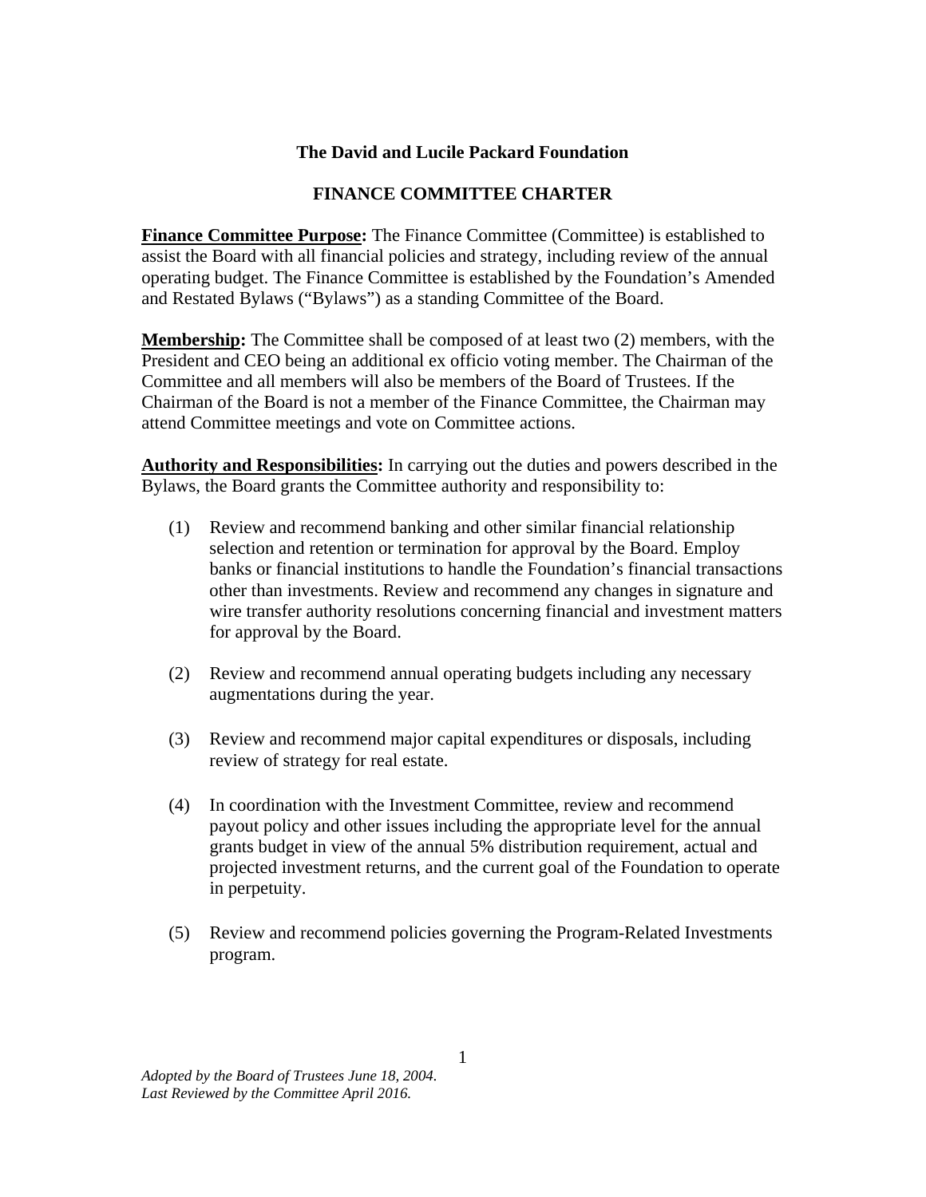# The David and Lucile Packard Foundation

## FINANCE COMMITTEE CHARTER

**Finance Committee Purpose:** The Finance Committee (Committee) is established to assist the Board with all financial policies and strategy, including review of the annual operating budget. The Finance Committee is established by the Foundation's Amended and Restated Bylaws ("Bylaws") as a standing Committee of the Board.

**Membership:** The Committee shall be composed of at least two (2) members, with the President and CEO being an additional ex officio voting member. The Chairman of the Committee and all members will also be members of the Board of Trustees. If the Chairman of the Board is not a member of the Finance Committee, the Chairman may attend Committee meetings and vote on Committee actions.

**Authority and Responsibilities:** In carrying out the duties and powers described in the Bylaws, the Board grants the Committee authority and responsibility to:

(1) Review and recommend banking and other similar financial relationship selection and retention or termination for approval by the Board. Employ banks or financial institutions to handle the Foundation's financial transactions other than investments. Review and recommend any changes in signature and wire transfer authority resolutions concerning financial and investment matters for approval by the Board.

(2) Review and recommend annual operating budgets including any necessary augmentations during the year.

(3) Review and recommend major capital expenditures or disposals, including review of strategy for real estate.

(4) In coordination with the Investment Committee, review and recommend payout policy and other issues including the appropriate level for the annual grants budget in view of the annual 5% distribution requirement, actual and projected investment returns, and the current goal of the Foundation to operate in perpetuity.

(5) Review and recommend policies governing the Program-Related Investments program.

*Adopted by the Board of Trustees June 18, 2004.*
*Last Reviewed by the Committee April 2016.*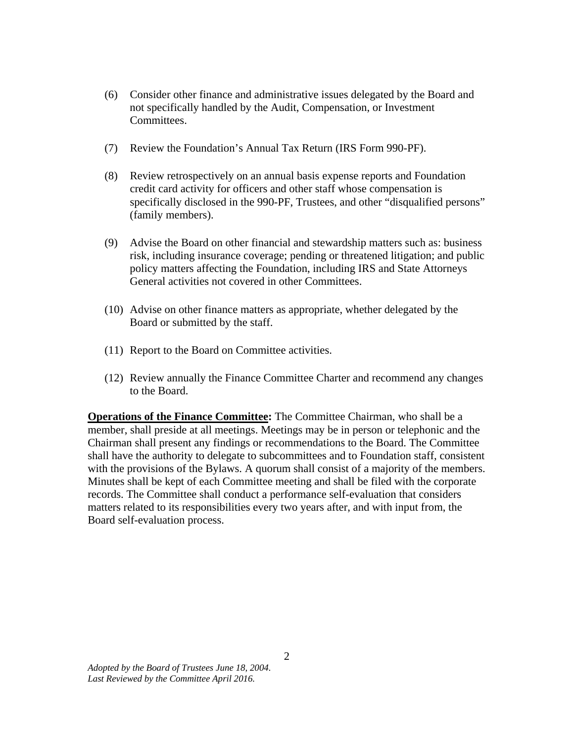(6) Consider other finance and administrative issues delegated by the Board and not specifically handled by the Audit, Compensation, or Investment Committees.

(7) Review the Foundation's Annual Tax Return (IRS Form 990-PF).

(8) Review retrospectively on an annual basis expense reports and Foundation credit card activity for officers and other staff whose compensation is specifically disclosed in the 990-PF, Trustees, and other "disqualified persons" (family members).

(9) Advise the Board on other financial and stewardship matters such as: business risk, including insurance coverage; pending or threatened litigation; and public policy matters affecting the Foundation, including IRS and State Attorneys General activities not covered in other Committees.

(10) Advise on other finance matters as appropriate, whether delegated by the Board or submitted by the staff.

(11) Report to the Board on Committee activities.

(12) Review annually the Finance Committee Charter and recommend any changes to the Board.

**Operations of the Finance Committee:** The Committee Chairman, who shall be a member, shall preside at all meetings. Meetings may be in person or telephonic and the Chairman shall present any findings or recommendations to the Board. The Committee shall have the authority to delegate to subcommittees and to Foundation staff, consistent with the provisions of the Bylaws. A quorum shall consist of a majority of the members. Minutes shall be kept of each Committee meeting and shall be filed with the corporate records. The Committee shall conduct a performance self-evaluation that considers matters related to its responsibilities every two years after, and with input from, the Board self-evaluation process.

*Adopted by the Board of Trustees June 18, 2004.*
*Last Reviewed by the Committee April 2016.*